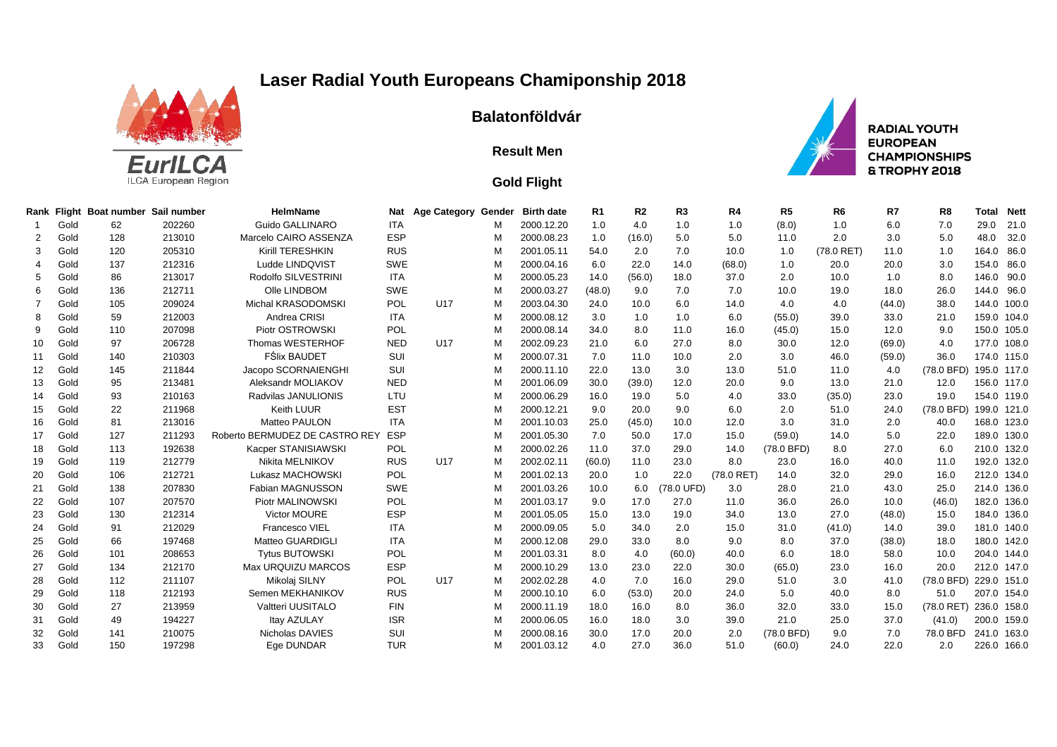# Laser Radial Youth Europeans Chamiponship 2018

## Balatonföldvár

### Result Men

### Gold Flight

EurILCA
ILCA European Region

RADIAL YOUTH EUROPEAN CHAMPIONSHIPS & TROPHY 2018

| Rank | Flight | Boat number | Sail number | HelmName | Nat | Age Category | Gender | Birth date | R1 | R2 | R3 | R4 | R5 | R6 | R7 | R8 | Total | Nett |
|---|---|---|---|---|---|---|---|---|---|---|---|---|---|---|---|---|---|---|
| 1 | Gold | 62 | 202260 | Guido GALLINARO | ITA | | M | 2000.12.20 | 1.0 | 4.0 | 1.0 | 1.0 | (8.0) | 1.0 | 6.0 | 7.0 | 29.0 | 21.0 |
| 2 | Gold | 128 | 213010 | Marcelo CAIRO ASSENZA | ESP | | M | 2000.08.23 | 1.0 | (16.0) | 5.0 | 5.0 | 11.0 | 2.0 | 3.0 | 5.0 | 48.0 | 32.0 |
| 3 | Gold | 120 | 205310 | Kirill TERESHKIN | RUS | | M | 2001.05.11 | 54.0 | 2.0 | 7.0 | 10.0 | 1.0 | (78.0 RET) | 11.0 | 1.0 | 164.0 | 86.0 |
| 4 | Gold | 137 | 212316 | Ludde LINDQVIST | SWE | | M | 2000.04.16 | 6.0 | 22.0 | 14.0 | (68.0) | 1.0 | 20.0 | 20.0 | 3.0 | 154.0 | 86.0 |
| 5 | Gold | 86 | 213017 | Rodolfo SILVESTRINI | ITA | | M | 2000.05.23 | 14.0 | (56.0) | 18.0 | 37.0 | 2.0 | 10.0 | 1.0 | 8.0 | 146.0 | 90.0 |
| 6 | Gold | 136 | 212711 | Olle LINDBOM | SWE | | M | 2000.03.27 | (48.0) | 9.0 | 7.0 | 7.0 | 10.0 | 19.0 | 18.0 | 26.0 | 144.0 | 96.0 |
| 7 | Gold | 105 | 209024 | Michal KRASODOMSKI | POL | U17 | M | 2003.04.30 | 24.0 | 10.0 | 6.0 | 14.0 | 4.0 | 4.0 | (44.0) | 38.0 | 144.0 | 100.0 |
| 8 | Gold | 59 | 212003 | Andrea CRISI | ITA | | M | 2000.08.12 | 3.0 | 1.0 | 1.0 | 6.0 | (55.0) | 39.0 | 33.0 | 21.0 | 159.0 | 104.0 |
| 9 | Gold | 110 | 207098 | Piotr OSTROWSKI | POL | | M | 2000.08.14 | 34.0 | 8.0 | 11.0 | 16.0 | (45.0) | 15.0 | 12.0 | 9.0 | 150.0 | 105.0 |
| 10 | Gold | 97 | 206728 | Thomas WESTERHOF | NED | U17 | M | 2002.09.23 | 21.0 | 6.0 | 27.0 | 8.0 | 30.0 | 12.0 | (69.0) | 4.0 | 177.0 | 108.0 |
| 11 | Gold | 140 | 210303 | FŠlix BAUDET | SUI | | M | 2000.07.31 | 7.0 | 11.0 | 10.0 | 2.0 | 3.0 | 46.0 | (59.0) | 36.0 | 174.0 | 115.0 |
| 12 | Gold | 145 | 211844 | Jacopo SCORNAIENGHI | SUI | | M | 2000.11.10 | 22.0 | 13.0 | 3.0 | 13.0 | 51.0 | 11.0 | 4.0 | (78.0 BFD) | 195.0 | 117.0 |
| 13 | Gold | 95 | 213481 | Aleksandr MOLIAKOV | NED | | M | 2001.06.09 | 30.0 | (39.0) | 12.0 | 20.0 | 9.0 | 13.0 | 21.0 | 12.0 | 156.0 | 117.0 |
| 14 | Gold | 93 | 210163 | Radvilas JANULIONIS | LTU | | M | 2000.06.29 | 16.0 | 19.0 | 5.0 | 4.0 | 33.0 | (35.0) | 23.0 | 19.0 | 154.0 | 119.0 |
| 15 | Gold | 22 | 211968 | Keith LUUR | EST | | M | 2000.12.21 | 9.0 | 20.0 | 9.0 | 6.0 | 2.0 | 51.0 | 24.0 | (78.0 BFD) | 199.0 | 121.0 |
| 16 | Gold | 81 | 213016 | Matteo PAULON | ITA | | M | 2001.10.03 | 25.0 | (45.0) | 10.0 | 12.0 | 3.0 | 31.0 | 2.0 | 40.0 | 168.0 | 123.0 |
| 17 | Gold | 127 | 211293 | Roberto BERMUDEZ DE CASTRO REY | ESP | | M | 2001.05.30 | 7.0 | 50.0 | 17.0 | 15.0 | (59.0) | 14.0 | 5.0 | 22.0 | 189.0 | 130.0 |
| 18 | Gold | 113 | 192638 | Kacper STANISIAWSKI | POL | | M | 2000.02.26 | 11.0 | 37.0 | 29.0 | 14.0 | (78.0 BFD) | 8.0 | 27.0 | 6.0 | 210.0 | 132.0 |
| 19 | Gold | 119 | 212779 | Nikita MELNIKOV | RUS | U17 | M | 2002.02.11 | (60.0) | 11.0 | 23.0 | 8.0 | 23.0 | 16.0 | 40.0 | 11.0 | 192.0 | 132.0 |
| 20 | Gold | 106 | 212721 | Lukasz MACHOWSKI | POL | | M | 2001.02.13 | 20.0 | 1.0 | 22.0 | (78.0 RET) | 14.0 | 32.0 | 29.0 | 16.0 | 212.0 | 134.0 |
| 21 | Gold | 138 | 207830 | Fabian MAGNUSSON | SWE | | M | 2001.03.26 | 10.0 | 6.0 | (78.0 UFD) | 3.0 | 28.0 | 21.0 | 43.0 | 25.0 | 214.0 | 136.0 |
| 22 | Gold | 107 | 207570 | Piotr MALINOWSKI | POL | | M | 2001.03.17 | 9.0 | 17.0 | 27.0 | 11.0 | 36.0 | 26.0 | 10.0 | (46.0) | 182.0 | 136.0 |
| 23 | Gold | 130 | 212314 | Victor MOURE | ESP | | M | 2001.05.05 | 15.0 | 13.0 | 19.0 | 34.0 | 13.0 | 27.0 | (48.0) | 15.0 | 184.0 | 136.0 |
| 24 | Gold | 91 | 212029 | Francesco VIEL | ITA | | M | 2000.09.05 | 5.0 | 34.0 | 2.0 | 15.0 | 31.0 | (41.0) | 14.0 | 39.0 | 181.0 | 140.0 |
| 25 | Gold | 66 | 197468 | Matteo GUARDIGLI | ITA | | M | 2000.12.08 | 29.0 | 33.0 | 8.0 | 9.0 | 8.0 | 37.0 | (38.0) | 18.0 | 180.0 | 142.0 |
| 26 | Gold | 101 | 208653 | Tytus BUTOWSKI | POL | | M | 2001.03.31 | 8.0 | 4.0 | (60.0) | 40.0 | 6.0 | 18.0 | 58.0 | 10.0 | 204.0 | 144.0 |
| 27 | Gold | 134 | 212170 | Max URQUIZU MARCOS | ESP | | M | 2000.10.29 | 13.0 | 23.0 | 22.0 | 30.0 | (65.0) | 23.0 | 16.0 | 20.0 | 212.0 | 147.0 |
| 28 | Gold | 112 | 211107 | Mikolaj SILNY | POL | U17 | M | 2002.02.28 | 4.0 | 7.0 | 16.0 | 29.0 | 51.0 | 3.0 | 41.0 | (78.0 BFD) | 229.0 | 151.0 |
| 29 | Gold | 118 | 212193 | Semen MEKHANIKOV | RUS | | M | 2000.10.10 | 6.0 | (53.0) | 20.0 | 24.0 | 5.0 | 40.0 | 8.0 | 51.0 | 207.0 | 154.0 |
| 30 | Gold | 27 | 213959 | Valtteri UUSITALO | FIN | | M | 2000.11.19 | 18.0 | 16.0 | 8.0 | 36.0 | 32.0 | 33.0 | 15.0 | (78.0 RET) | 236.0 | 158.0 |
| 31 | Gold | 49 | 194227 | Itay AZULAY | ISR | | M | 2000.06.05 | 16.0 | 18.0 | 3.0 | 39.0 | 21.0 | 25.0 | 37.0 | (41.0) | 200.0 | 159.0 |
| 32 | Gold | 141 | 210075 | Nicholas DAVIES | SUI | | M | 2000.08.16 | 30.0 | 17.0 | 20.0 | 2.0 | (78.0 BFD) | 9.0 | 7.0 | 78.0 BFD | 241.0 | 163.0 |
| 33 | Gold | 150 | 197298 | Ege DUNDAR | TUR | | M | 2001.03.12 | 4.0 | 27.0 | 36.0 | 51.0 | (60.0) | 24.0 | 22.0 | 2.0 | 226.0 | 166.0 |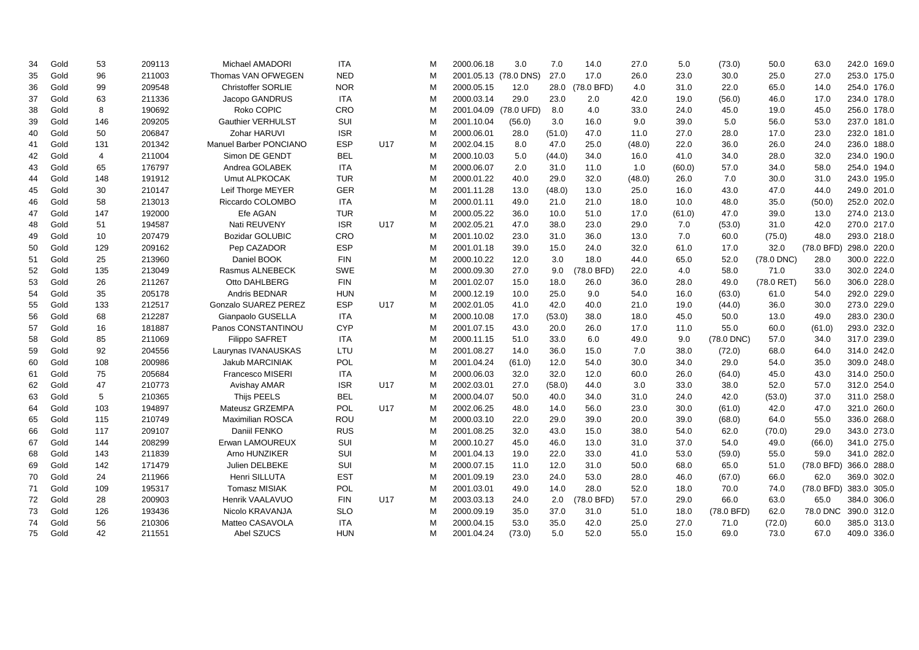| | | | | | | | | | | | | | | | | | | | |
|---|---|---|---|---|---|---|---|---|---|---|---|---|---|---|---|---|---|---|---|
| 34 | Gold | 53 | 209113 | Michael AMADORI | ITA | | M | 2000.06.18 | 3.0 | 7.0 | 14.0 | 27.0 | 5.0 | (73.0) | 50.0 | 63.0 | 242.0 | 169.0 |
| 35 | Gold | 96 | 211003 | Thomas VAN OFWEGEN | NED | | M | 2001.05.13 | (78.0 DNS) | 27.0 | 17.0 | 26.0 | 23.0 | 30.0 | 25.0 | 27.0 | 253.0 | 175.0 |
| 36 | Gold | 99 | 209548 | Christoffer SORLIE | NOR | | M | 2000.05.15 | 12.0 | 28.0 | (78.0 BFD) | 4.0 | 31.0 | 22.0 | 65.0 | 14.0 | 254.0 | 176.0 |
| 37 | Gold | 63 | 211336 | Jacopo GANDRUS | ITA | | M | 2000.03.14 | 29.0 | 23.0 | 2.0 | 42.0 | 19.0 | (56.0) | 46.0 | 17.0 | 234.0 | 178.0 |
| 38 | Gold | 8 | 190692 | Roko COPIC | CRO | | M | 2001.04.09 | (78.0 UFD) | 8.0 | 4.0 | 33.0 | 24.0 | 45.0 | 19.0 | 45.0 | 256.0 | 178.0 |
| 39 | Gold | 146 | 209205 | Gauthier VERHULST | SUI | | M | 2001.10.04 | (56.0) | 3.0 | 16.0 | 9.0 | 39.0 | 5.0 | 56.0 | 53.0 | 237.0 | 181.0 |
| 40 | Gold | 50 | 206847 | Zohar HARUVI | ISR | | M | 2000.06.01 | 28.0 | (51.0) | 47.0 | 11.0 | 27.0 | 28.0 | 17.0 | 23.0 | 232.0 | 181.0 |
| 41 | Gold | 131 | 201342 | Manuel Barber PONCIANO | ESP | U17 | M | 2002.04.15 | 8.0 | 47.0 | 25.0 | (48.0) | 22.0 | 36.0 | 26.0 | 24.0 | 236.0 | 188.0 |
| 42 | Gold | 4 | 211004 | Simon DE GENDT | BEL | | M | 2000.10.03 | 5.0 | (44.0) | 34.0 | 16.0 | 41.0 | 34.0 | 28.0 | 32.0 | 234.0 | 190.0 |
| 43 | Gold | 65 | 176797 | Andrea GOLABEK | ITA | | M | 2000.06.07 | 2.0 | 31.0 | 11.0 | 1.0 | (60.0) | 57.0 | 34.0 | 58.0 | 254.0 | 194.0 |
| 44 | Gold | 148 | 191912 | Umut ALPKOCAK | TUR | | M | 2000.01.22 | 40.0 | 29.0 | 32.0 | (48.0) | 26.0 | 7.0 | 30.0 | 31.0 | 243.0 | 195.0 |
| 45 | Gold | 30 | 210147 | Leif Thorge MEYER | GER | | M | 2001.11.28 | 13.0 | (48.0) | 13.0 | 25.0 | 16.0 | 43.0 | 47.0 | 44.0 | 249.0 | 201.0 |
| 46 | Gold | 58 | 213013 | Riccardo COLOMBO | ITA | | M | 2000.01.11 | 49.0 | 21.0 | 21.0 | 18.0 | 10.0 | 48.0 | 35.0 | (50.0) | 252.0 | 202.0 |
| 47 | Gold | 147 | 192000 | Efe AGAN | TUR | | M | 2000.05.22 | 36.0 | 10.0 | 51.0 | 17.0 | (61.0) | 47.0 | 39.0 | 13.0 | 274.0 | 213.0 |
| 48 | Gold | 51 | 194587 | Nati REUVENY | ISR | U17 | M | 2002.05.21 | 47.0 | 38.0 | 23.0 | 29.0 | 7.0 | (53.0) | 31.0 | 42.0 | 270.0 | 217.0 |
| 49 | Gold | 10 | 207479 | Bozidar GOLUBIC | CRO | | M | 2001.10.02 | 23.0 | 31.0 | 36.0 | 13.0 | 7.0 | 60.0 | (75.0) | 48.0 | 293.0 | 218.0 |
| 50 | Gold | 129 | 209162 | Pep CAZADOR | ESP | | M | 2001.01.18 | 39.0 | 15.0 | 24.0 | 32.0 | 61.0 | 17.0 | 32.0 | (78.0 BFD) | 298.0 | 220.0 |
| 51 | Gold | 25 | 213960 | Daniel BOOK | FIN | | M | 2000.10.22 | 12.0 | 3.0 | 18.0 | 44.0 | 65.0 | 52.0 | (78.0 DNC) | 28.0 | 300.0 | 222.0 |
| 52 | Gold | 135 | 213049 | Rasmus ALNEBECK | SWE | | M | 2000.09.30 | 27.0 | 9.0 | (78.0 BFD) | 22.0 | 4.0 | 58.0 | 71.0 | 33.0 | 302.0 | 224.0 |
| 53 | Gold | 26 | 211267 | Otto DAHLBERG | FIN | | M | 2001.02.07 | 15.0 | 18.0 | 26.0 | 36.0 | 28.0 | 49.0 | (78.0 RET) | 56.0 | 306.0 | 228.0 |
| 54 | Gold | 35 | 205178 | Andris BEDNAR | HUN | | M | 2000.12.19 | 10.0 | 25.0 | 9.0 | 54.0 | 16.0 | (63.0) | 61.0 | 54.0 | 292.0 | 229.0 |
| 55 | Gold | 133 | 212517 | Gonzalo SUAREZ PEREZ | ESP | U17 | M | 2002.01.05 | 41.0 | 42.0 | 40.0 | 21.0 | 19.0 | (44.0) | 36.0 | 30.0 | 273.0 | 229.0 |
| 56 | Gold | 68 | 212287 | Gianpaolo GUSELLA | ITA | | M | 2000.10.08 | 17.0 | (53.0) | 38.0 | 18.0 | 45.0 | 50.0 | 13.0 | 49.0 | 283.0 | 230.0 |
| 57 | Gold | 16 | 181887 | Panos CONSTANTINOU | CYP | | M | 2001.07.15 | 43.0 | 20.0 | 26.0 | 17.0 | 11.0 | 55.0 | 60.0 | (61.0) | 293.0 | 232.0 |
| 58 | Gold | 85 | 211069 | Filippo SAFRET | ITA | | M | 2000.11.15 | 51.0 | 33.0 | 6.0 | 49.0 | 9.0 | (78.0 DNC) | 57.0 | 34.0 | 317.0 | 239.0 |
| 59 | Gold | 92 | 204556 | Laurynas IVANAUSKAS | LTU | | M | 2001.08.27 | 14.0 | 36.0 | 15.0 | 7.0 | 38.0 | (72.0) | 68.0 | 64.0 | 314.0 | 242.0 |
| 60 | Gold | 108 | 200986 | Jakub MARCINIAK | POL | | M | 2001.04.24 | (61.0) | 12.0 | 54.0 | 30.0 | 34.0 | 29.0 | 54.0 | 35.0 | 309.0 | 248.0 |
| 61 | Gold | 75 | 205684 | Francesco MISERI | ITA | | M | 2000.06.03 | 32.0 | 32.0 | 12.0 | 60.0 | 26.0 | (64.0) | 45.0 | 43.0 | 314.0 | 250.0 |
| 62 | Gold | 47 | 210773 | Avishay AMAR | ISR | U17 | M | 2002.03.01 | 27.0 | (58.0) | 44.0 | 3.0 | 33.0 | 38.0 | 52.0 | 57.0 | 312.0 | 254.0 |
| 63 | Gold | 5 | 210365 | Thijs PEELS | BEL | | M | 2000.04.07 | 50.0 | 40.0 | 34.0 | 31.0 | 24.0 | 42.0 | (53.0) | 37.0 | 311.0 | 258.0 |
| 64 | Gold | 103 | 194897 | Mateusz GRZEMPA | POL | U17 | M | 2002.06.25 | 48.0 | 14.0 | 56.0 | 23.0 | 30.0 | (61.0) | 42.0 | 47.0 | 321.0 | 260.0 |
| 65 | Gold | 115 | 210749 | Maximilian ROSCA | ROU | | M | 2000.03.10 | 22.0 | 29.0 | 39.0 | 20.0 | 39.0 | (68.0) | 64.0 | 55.0 | 336.0 | 268.0 |
| 66 | Gold | 117 | 209107 | Daniil FENKO | RUS | | M | 2001.08.25 | 32.0 | 43.0 | 15.0 | 38.0 | 54.0 | 62.0 | (70.0) | 29.0 | 343.0 | 273.0 |
| 67 | Gold | 144 | 208299 | Erwan LAMOUREUX | SUI | | M | 2000.10.27 | 45.0 | 46.0 | 13.0 | 31.0 | 37.0 | 54.0 | 49.0 | (66.0) | 341.0 | 275.0 |
| 68 | Gold | 143 | 211839 | Arno HUNZIKER | SUI | | M | 2001.04.13 | 19.0 | 22.0 | 33.0 | 41.0 | 53.0 | (59.0) | 55.0 | 59.0 | 341.0 | 282.0 |
| 69 | Gold | 142 | 171479 | Julien DELBEKE | SUI | | M | 2000.07.15 | 11.0 | 12.0 | 31.0 | 50.0 | 68.0 | 65.0 | 51.0 | (78.0 BFD) | 366.0 | 288.0 |
| 70 | Gold | 24 | 211966 | Henri SILLUTA | EST | | M | 2001.09.19 | 23.0 | 24.0 | 53.0 | 28.0 | 46.0 | (67.0) | 66.0 | 62.0 | 369.0 | 302.0 |
| 71 | Gold | 109 | 195317 | Tomasz MISIAK | POL | | M | 2001.03.01 | 49.0 | 14.0 | 28.0 | 52.0 | 18.0 | 70.0 | 74.0 | (78.0 BFD) | 383.0 | 305.0 |
| 72 | Gold | 28 | 200903 | Henrik VAALAVUO | FIN | U17 | M | 2003.03.13 | 24.0 | 2.0 | (78.0 BFD) | 57.0 | 29.0 | 66.0 | 63.0 | 65.0 | 384.0 | 306.0 |
| 73 | Gold | 126 | 193436 | Nicolo KRAVANJA | SLO | | M | 2000.09.19 | 35.0 | 37.0 | 31.0 | 51.0 | 18.0 | (78.0 BFD) | 62.0 | 78.0 DNC | 390.0 | 312.0 |
| 74 | Gold | 56 | 210306 | Matteo CASAVOLA | ITA | | M | 2000.04.15 | 53.0 | 35.0 | 42.0 | 25.0 | 27.0 | 71.0 | (72.0) | 60.0 | 385.0 | 313.0 |
| 75 | Gold | 42 | 211551 | Abel SZUCS | HUN | | M | 2001.04.24 | (73.0) | 5.0 | 52.0 | 55.0 | 15.0 | 69.0 | 73.0 | 67.0 | 409.0 | 336.0 |